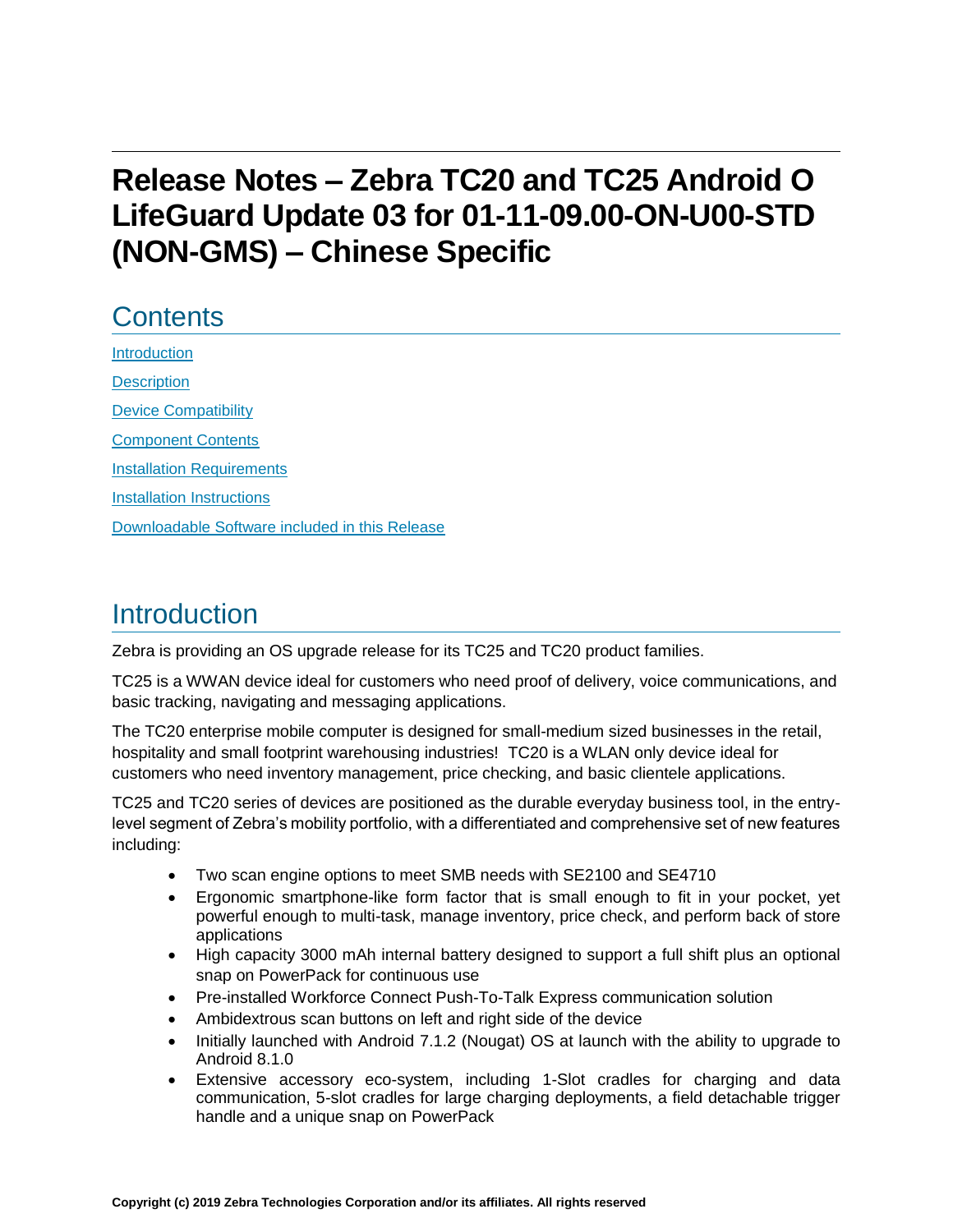# Release Notes – Zebra TC20 and TC25 Android O LifeGuard Update 03 for 01-11-09.00-ON-U00-STD (NON-GMS) – Chinese Specific

## Contents

[Introduction](#introduction)

[Description](#description)

[Device Compatibility](#device-compatibility)

[Component Contents](#component-contents)

[Installation Requirements](#installation-requirements)

[Installation Instructions](#installation-instructions)

[Downloadable Software included in this Release](#downloadable-software-included-in-this-release)

## Introduction

Zebra is providing an OS upgrade release for its TC25 and TC20 product families.

TC25 is a WWAN device ideal for customers who need proof of delivery, voice communications, and basic tracking, navigating and messaging applications.

The TC20 enterprise mobile computer is designed for small-medium sized businesses in the retail, hospitality and small footprint warehousing industries! TC20 is a WLAN only device ideal for customers who need inventory management, price checking, and basic clientele applications.

TC25 and TC20 series of devices are positioned as the durable everyday business tool, in the entry-level segment of Zebra's mobility portfolio, with a differentiated and comprehensive set of new features including:

- Two scan engine options to meet SMB needs with SE2100 and SE4710
- Ergonomic smartphone-like form factor that is small enough to fit in your pocket, yet powerful enough to multi-task, manage inventory, price check, and perform back of store applications
- High capacity 3000 mAh internal battery designed to support a full shift plus an optional snap on PowerPack for continuous use
- Pre-installed Workforce Connect Push-To-Talk Express communication solution
- Ambidextrous scan buttons on left and right side of the device
- Initially launched with Android 7.1.2 (Nougat) OS at launch with the ability to upgrade to Android 8.1.0
- Extensive accessory eco-system, including 1-Slot cradles for charging and data communication, 5-slot cradles for large charging deployments, a field detachable trigger handle and a unique snap on PowerPack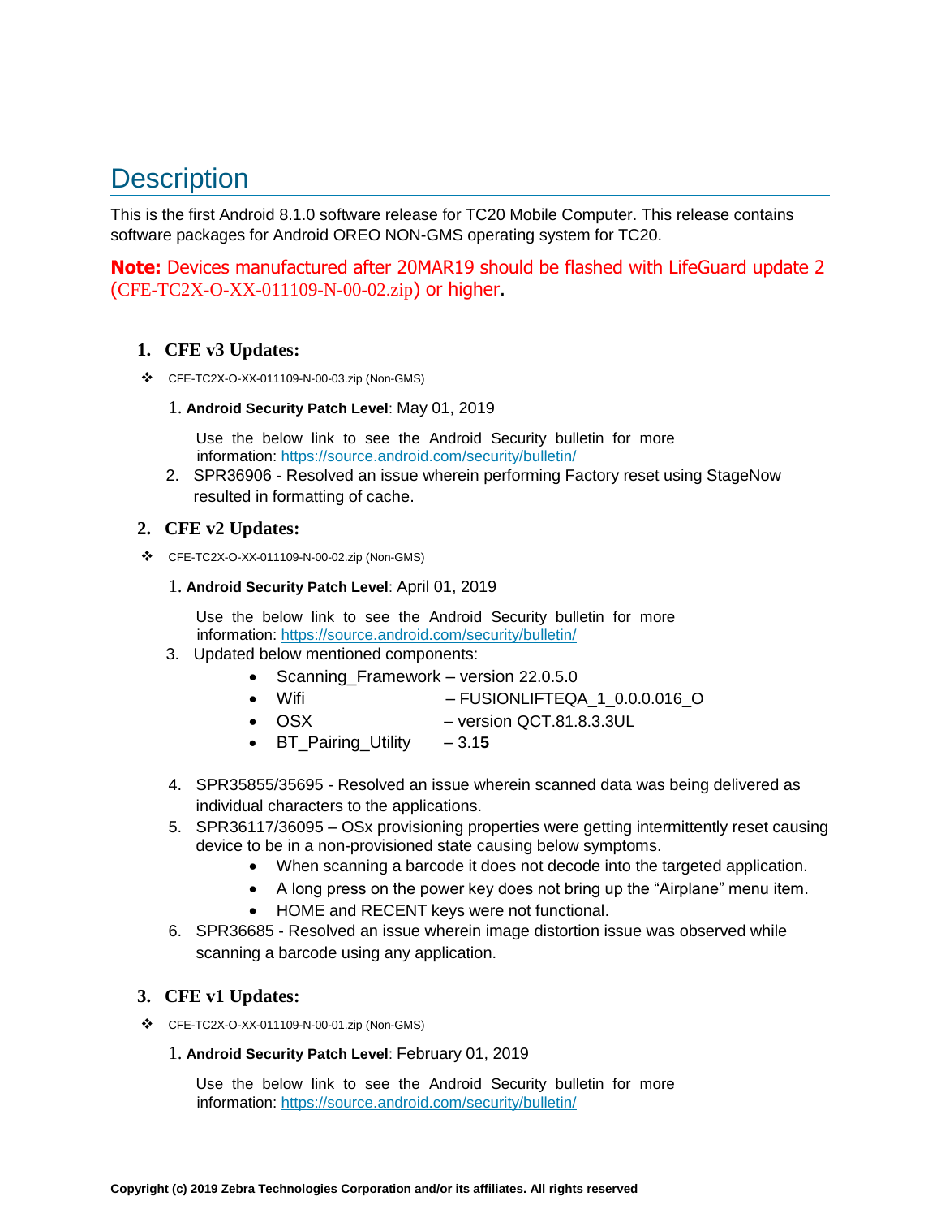# Description

This is the first Android 8.1.0 software release for TC20 Mobile Computer. This release contains software packages for Android OREO NON-GMS operating system for TC20.

**Note:** Devices manufactured after 20MAR19 should be flashed with LifeGuard update 2 (CFE-TC2X-O-XX-011109-N-00-02.zip) or higher.

1. **CFE v3 Updates:**

- CFE-TC2X-O-XX-011109-N-00-03.zip (Non-GMS)

  1. **Android Security Patch Level**: May 01, 2019

     Use the below link to see the Android Security bulletin for more information: https://source.android.com/security/bulletin/

  2. SPR36906 - Resolved an issue wherein performing Factory reset using StageNow resulted in formatting of cache.

2. **CFE v2 Updates:**

- CFE-TC2X-O-XX-011109-N-00-02.zip (Non-GMS)

  1. **Android Security Patch Level**: April 01, 2019

     Use the below link to see the Android Security bulletin for more information: https://source.android.com/security/bulletin/

  3. Updated below mentioned components:
     - Scanning_Framework – version 22.0.5.0
     - Wifi – FUSIONLIFTEQA_1_0.0.0.016_O
     - OSX – version QCT.81.8.3.3UL
     - BT_Pairing_Utility – 3.1**5**

  4. SPR35855/35695 - Resolved an issue wherein scanned data was being delivered as individual characters to the applications.
  5. SPR36117/36095 – OSx provisioning properties were getting intermittently reset causing device to be in a non-provisioned state causing below symptoms.
     - When scanning a barcode it does not decode into the targeted application.
     - A long press on the power key does not bring up the "Airplane" menu item.
     - HOME and RECENT keys were not functional.
  6. SPR36685 - Resolved an issue wherein image distortion issue was observed while scanning a barcode using any application.

3. **CFE v1 Updates:**

- CFE-TC2X-O-XX-011109-N-00-01.zip (Non-GMS)

  1. **Android Security Patch Level**: February 01, 2019

     Use the below link to see the Android Security bulletin for more information: https://source.android.com/security/bulletin/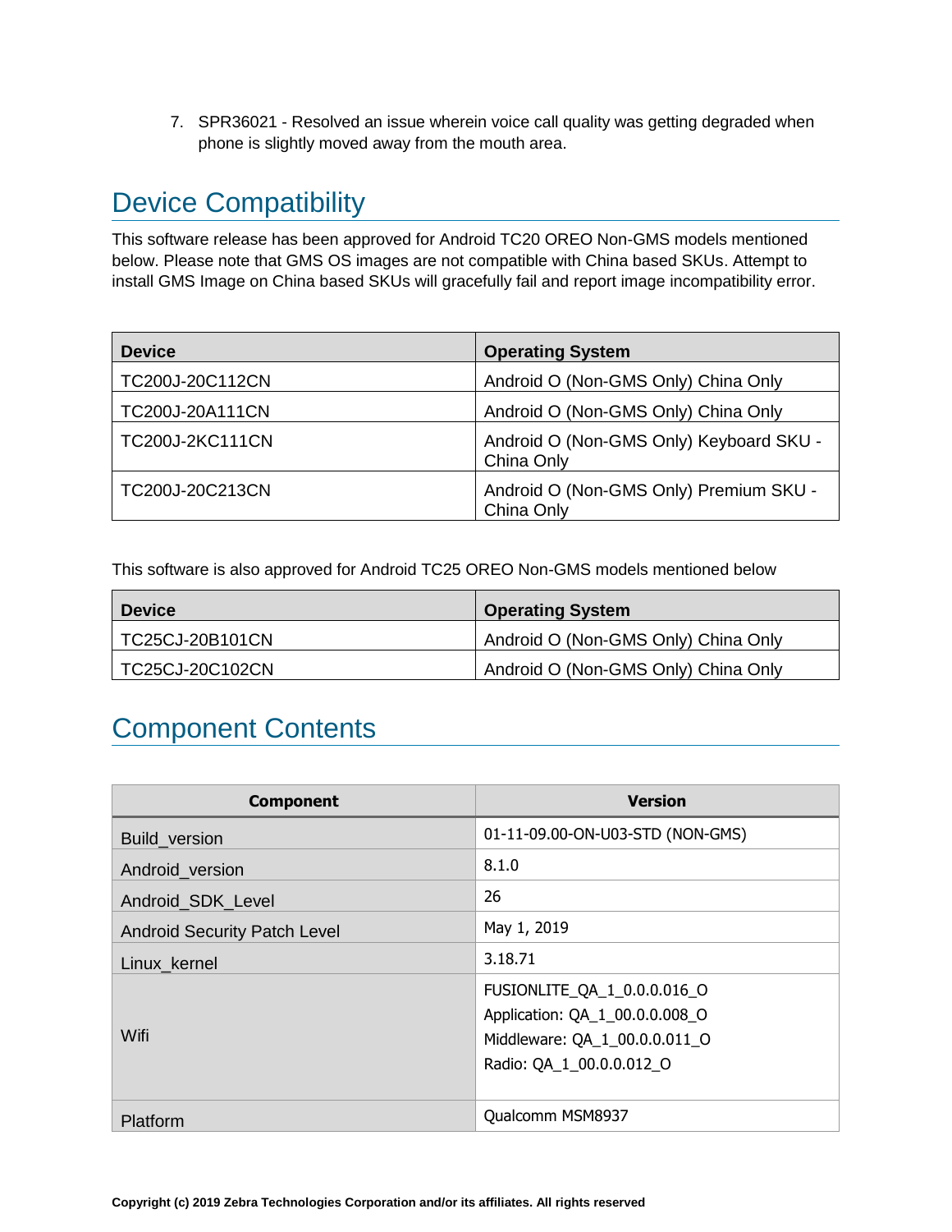7. SPR36021 - Resolved an issue wherein voice call quality was getting degraded when phone is slightly moved away from the mouth area.

# Device Compatibility

This software release has been approved for Android TC20 OREO Non-GMS models mentioned below. Please note that GMS OS images are not compatible with China based SKUs. Attempt to install GMS Image on China based SKUs will gracefully fail and report image incompatibility error.

| Device | Operating System |
| --- | --- |
| TC200J-20C112CN | Android O (Non-GMS Only) China Only |
| TC200J-20A111CN | Android O (Non-GMS Only) China Only |
| TC200J-2KC111CN | Android O (Non-GMS Only) Keyboard SKU - China Only |
| TC200J-20C213CN | Android O (Non-GMS Only) Premium SKU - China Only |

This software is also approved for Android TC25 OREO Non-GMS models mentioned below

| Device | Operating System |
| --- | --- |
| TC25CJ-20B101CN | Android O (Non-GMS Only) China Only |
| TC25CJ-20C102CN | Android O (Non-GMS Only) China Only |

# Component Contents

| Component | Version |
| --- | --- |
| Build_version | 01-11-09.00-ON-U03-STD (NON-GMS) |
| Android_version | 8.1.0 |
| Android_SDK_Level | 26 |
| Android Security Patch Level | May 1, 2019 |
| Linux_kernel | 3.18.71 |
| Wifi | FUSIONLITE_QA_1_0.0.0.016_O<br>Application: QA_1_00.0.0.008_O<br>Middleware: QA_1_00.0.0.011_O<br>Radio: QA_1_00.0.0.012_O |
| Platform | Qualcomm MSM8937 |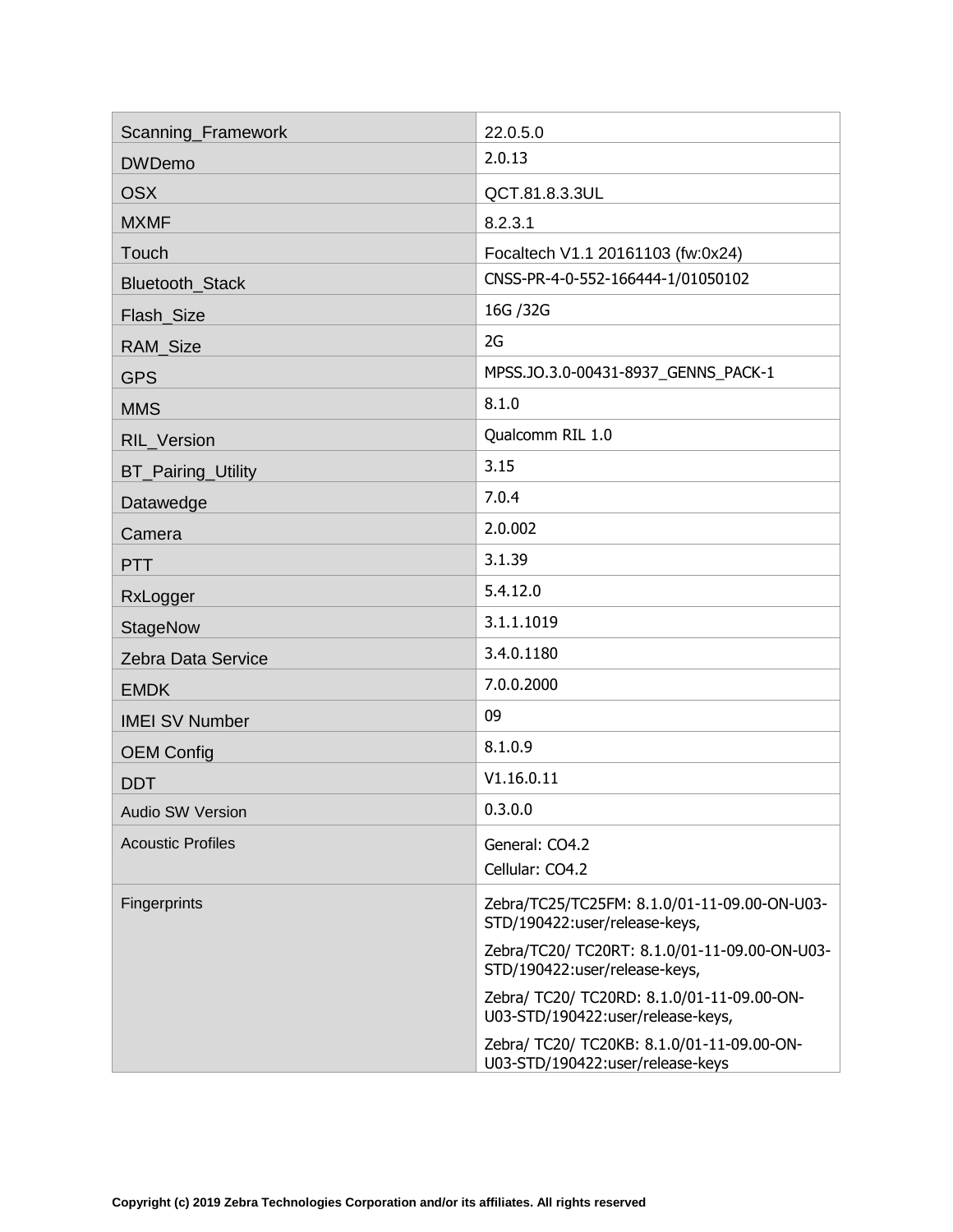| | |
|---|---|
| Scanning_Framework | 22.0.5.0 |
| DWDemo | 2.0.13 |
| OSX | QCT.81.8.3.3UL |
| MXMF | 8.2.3.1 |
| Touch | Focaltech V1.1 20161103 (fw:0x24) |
| Bluetooth_Stack | CNSS-PR-4-0-552-166444-1/01050102 |
| Flash_Size | 16G /32G |
| RAM_Size | 2G |
| GPS | MPSS.JO.3.0-00431-8937_GENNS_PACK-1 |
| MMS | 8.1.0 |
| RIL_Version | Qualcomm RIL 1.0 |
| BT_Pairing_Utility | 3.15 |
| Datawedge | 7.0.4 |
| Camera | 2.0.002 |
| PTT | 3.1.39 |
| RxLogger | 5.4.12.0 |
| StageNow | 3.1.1.1019 |
| Zebra Data Service | 3.4.0.1180 |
| EMDK | 7.0.0.2000 |
| IMEI SV Number | 09 |
| OEM Config | 8.1.0.9 |
| DDT | V1.16.0.11 |
| Audio SW Version | 0.3.0.0 |
| Acoustic Profiles | General: CO4.2<br>Cellular: CO4.2 |
| Fingerprints | Zebra/TC25/TC25FM: 8.1.0/01-11-09.00-ON-U03-STD/190422:user/release-keys,<br>Zebra/TC20/ TC20RT: 8.1.0/01-11-09.00-ON-U03-STD/190422:user/release-keys,<br>Zebra/ TC20/ TC20RD: 8.1.0/01-11-09.00-ON-U03-STD/190422:user/release-keys,<br>Zebra/ TC20/ TC20KB: 8.1.0/01-11-09.00-ON-U03-STD/190422:user/release-keys |

**Copyright (c) 2019 Zebra Technologies Corporation and/or its affiliates. All rights reserved**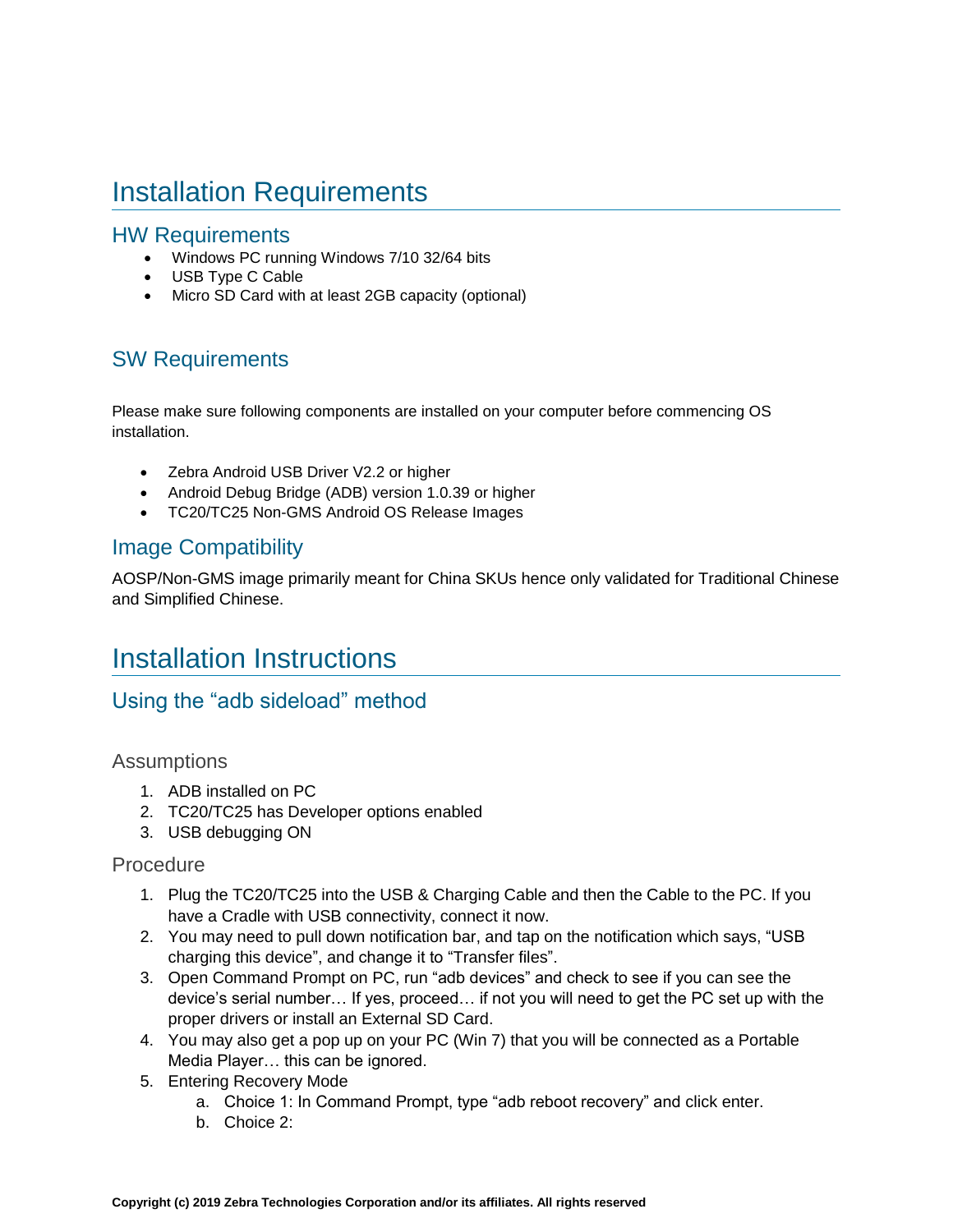# Installation Requirements

## HW Requirements

- Windows PC running Windows 7/10 32/64 bits
- USB Type C Cable
- Micro SD Card with at least 2GB capacity (optional)

## SW Requirements

Please make sure following components are installed on your computer before commencing OS installation.

- Zebra Android USB Driver V2.2 or higher
- Android Debug Bridge (ADB) version 1.0.39 or higher
- TC20/TC25 Non-GMS Android OS Release Images

## Image Compatibility

AOSP/Non-GMS image primarily meant for China SKUs hence only validated for Traditional Chinese and Simplified Chinese.

# Installation Instructions

## Using the "adb sideload" method

### Assumptions

1. ADB installed on PC
2. TC20/TC25 has Developer options enabled
3. USB debugging ON

### Procedure

1. Plug the TC20/TC25 into the USB & Charging Cable and then the Cable to the PC. If you have a Cradle with USB connectivity, connect it now.
2. You may need to pull down notification bar, and tap on the notification which says, "USB charging this device", and change it to "Transfer files".
3. Open Command Prompt on PC, run "adb devices" and check to see if you can see the device's serial number… If yes, proceed… if not you will need to get the PC set up with the proper drivers or install an External SD Card.
4. You may also get a pop up on your PC (Win 7) that you will be connected as a Portable Media Player… this can be ignored.
5. Entering Recovery Mode
   a. Choice 1: In Command Prompt, type "adb reboot recovery" and click enter.
   b. Choice 2: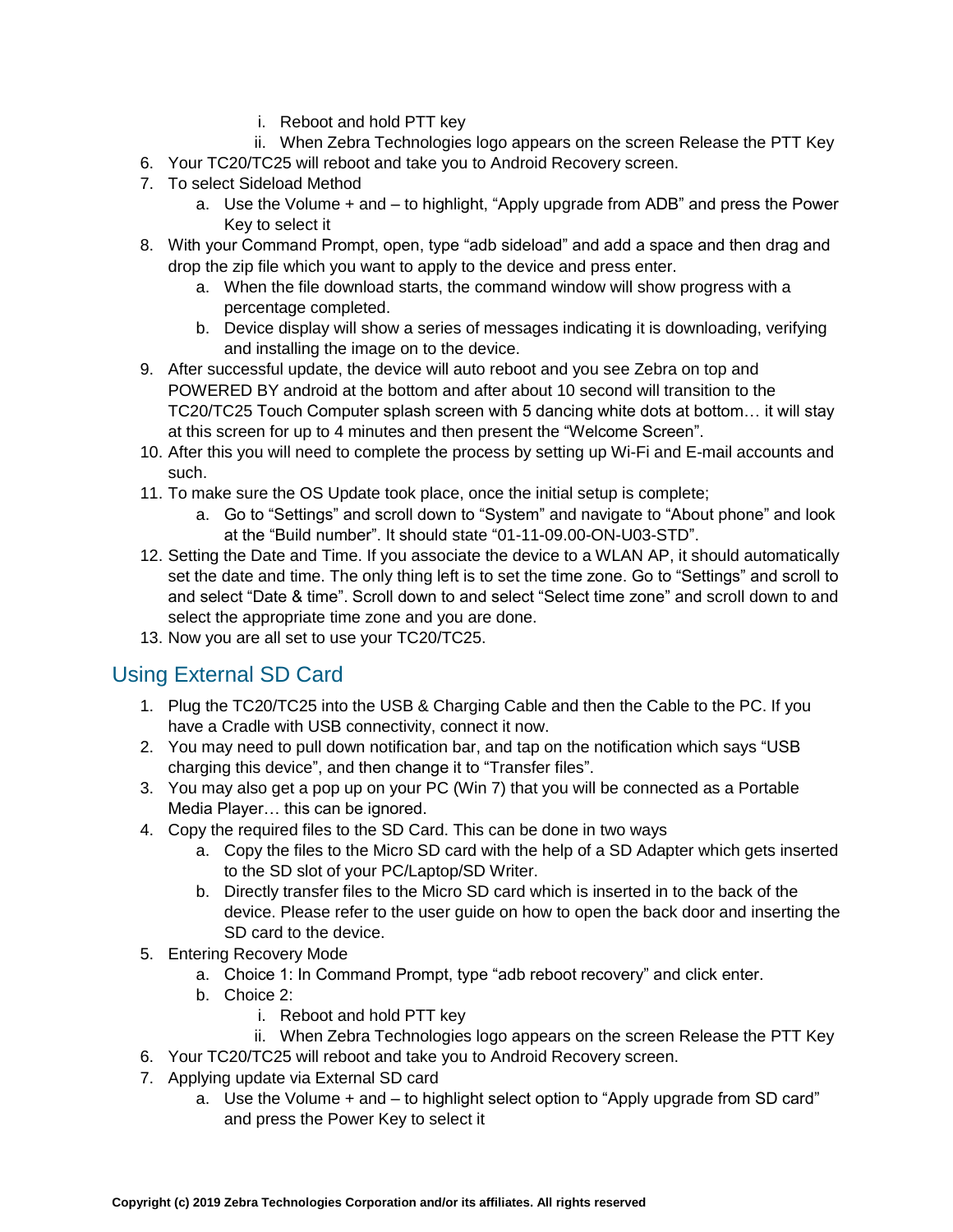i. Reboot and hold PTT key
ii. When Zebra Technologies logo appears on the screen Release the PTT Key

6. Your TC20/TC25 will reboot and take you to Android Recovery screen.
7. To select Sideload Method
   a. Use the Volume + and – to highlight, “Apply upgrade from ADB” and press the Power Key to select it
8. With your Command Prompt, open, type “adb sideload” and add a space and then drag and drop the zip file which you want to apply to the device and press enter.
   a. When the file download starts, the command window will show progress with a percentage completed.
   b. Device display will show a series of messages indicating it is downloading, verifying and installing the image on to the device.
9. After successful update, the device will auto reboot and you see Zebra on top and POWERED BY android at the bottom and after about 10 second will transition to the TC20/TC25 Touch Computer splash screen with 5 dancing white dots at bottom… it will stay at this screen for up to 4 minutes and then present the “Welcome Screen”.
10. After this you will need to complete the process by setting up Wi-Fi and E-mail accounts and such.
11. To make sure the OS Update took place, once the initial setup is complete;
    a. Go to “Settings” and scroll down to “System” and navigate to “About phone” and look at the “Build number”. It should state “01-11-09.00-ON-U03-STD”.
12. Setting the Date and Time. If you associate the device to a WLAN AP, it should automatically set the date and time. The only thing left is to set the time zone. Go to “Settings” and scroll to and select “Date & time”. Scroll down to and select “Select time zone” and scroll down to and select the appropriate time zone and you are done.
13. Now you are all set to use your TC20/TC25.

## Using External SD Card

1. Plug the TC20/TC25 into the USB & Charging Cable and then the Cable to the PC. If you have a Cradle with USB connectivity, connect it now.
2. You may need to pull down notification bar, and tap on the notification which says “USB charging this device”, and then change it to “Transfer files”.
3. You may also get a pop up on your PC (Win 7) that you will be connected as a Portable Media Player… this can be ignored.
4. Copy the required files to the SD Card. This can be done in two ways
   a. Copy the files to the Micro SD card with the help of a SD Adapter which gets inserted to the SD slot of your PC/Laptop/SD Writer.
   b. Directly transfer files to the Micro SD card which is inserted in to the back of the device. Please refer to the user guide on how to open the back door and inserting the SD card to the device.
5. Entering Recovery Mode
   a. Choice 1: In Command Prompt, type “adb reboot recovery” and click enter.
   b. Choice 2:
      i. Reboot and hold PTT key
      ii. When Zebra Technologies logo appears on the screen Release the PTT Key
6. Your TC20/TC25 will reboot and take you to Android Recovery screen.
7. Applying update via External SD card
   a. Use the Volume + and – to highlight select option to “Apply upgrade from SD card” and press the Power Key to select it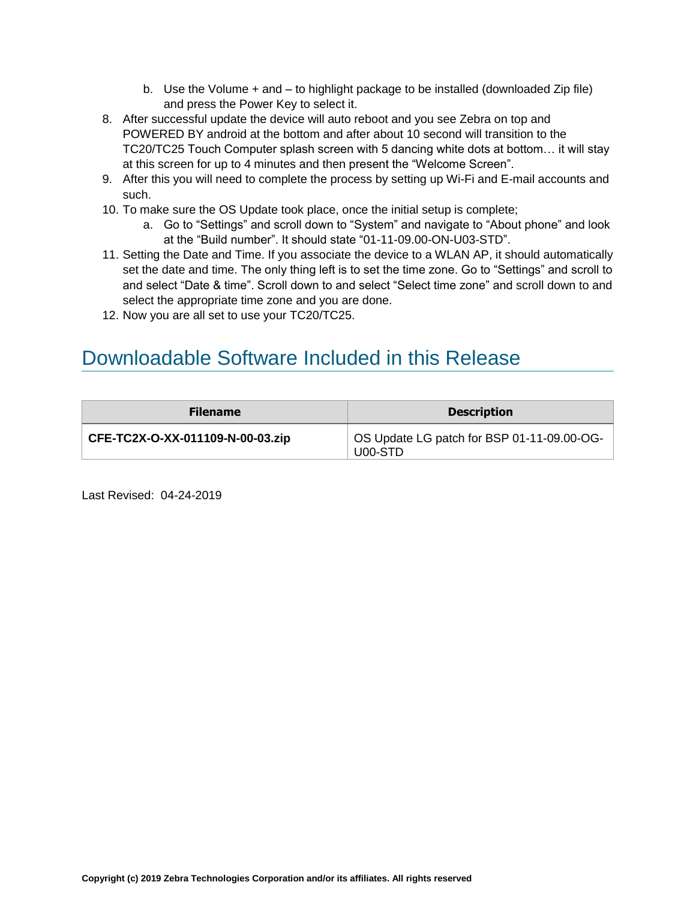b. Use the Volume + and – to highlight package to be installed (downloaded Zip file) and press the Power Key to select it.

8. After successful update the device will auto reboot and you see Zebra on top and POWERED BY android at the bottom and after about 10 second will transition to the TC20/TC25 Touch Computer splash screen with 5 dancing white dots at bottom… it will stay at this screen for up to 4 minutes and then present the “Welcome Screen”.
9. After this you will need to complete the process by setting up Wi-Fi and E-mail accounts and such.
10. To make sure the OS Update took place, once the initial setup is complete;
    a. Go to “Settings” and scroll down to “System” and navigate to “About phone” and look at the “Build number”. It should state “01-11-09.00-ON-U03-STD”.
11. Setting the Date and Time. If you associate the device to a WLAN AP, it should automatically set the date and time. The only thing left is to set the time zone. Go to “Settings” and scroll to and select “Date & time”. Scroll down to and select “Select time zone” and scroll down to and select the appropriate time zone and you are done.
12. Now you are all set to use your TC20/TC25.

# Downloadable Software Included in this Release

| Filename | Description |
|---|---|
| **CFE-TC2X-O-XX-011109-N-00-03.zip** | OS Update LG patch for BSP 01-11-09.00-OG-U00-STD |

Last Revised: 04-24-2019